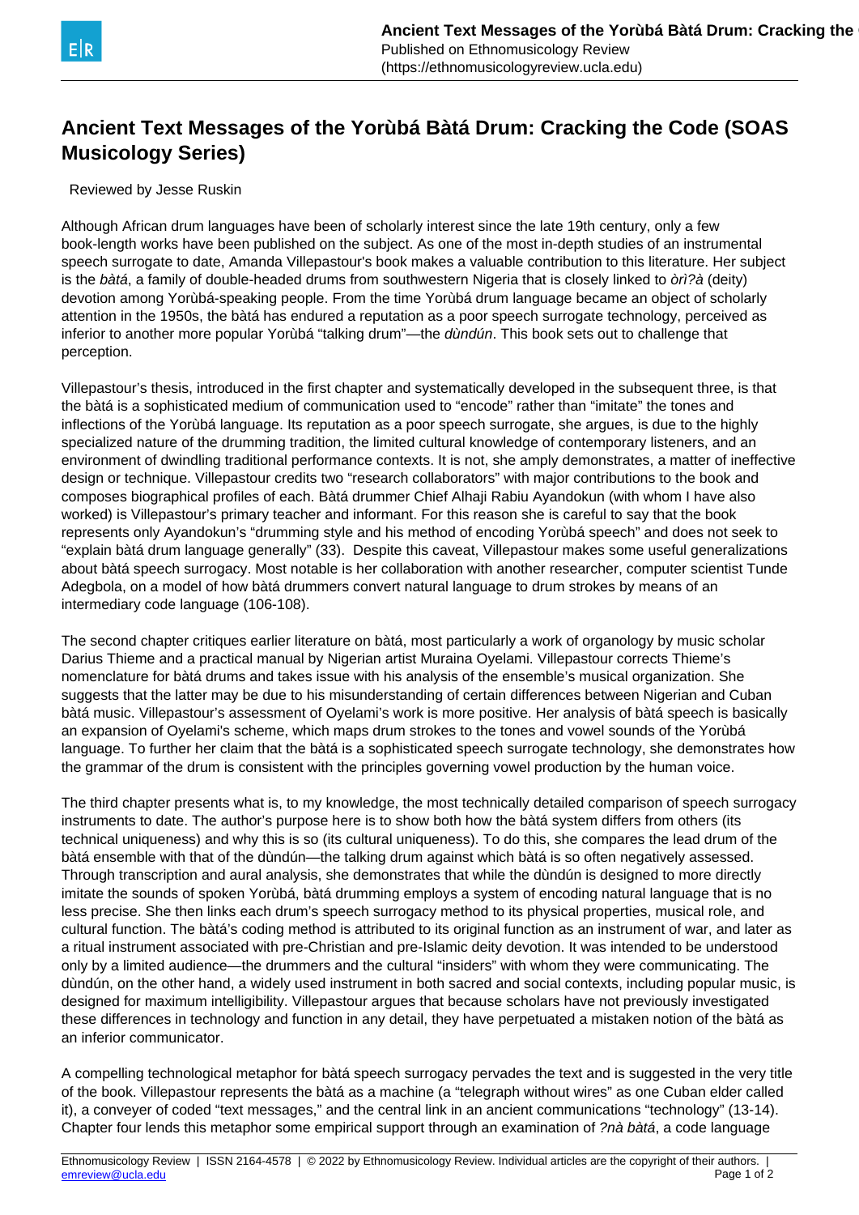# Ancient Text Messages of the Yorùbá Bàtá Drum: Cracking the Code (SOAS Musicology Series)

Reviewed by Jesse Ruskin

Although African drum languages have been of scholarly interest since the late 19th century, only a few book-length works have been published on the subject. As one of the most in-depth studies of an instrumental speech surrogate to date, Amanda Villepastour's book makes a valuable contribution to this literature. Her subject is the *bàtá*, a family of double-headed drums from southwestern Nigeria that is closely linked to *òrì?à* (deity) devotion among Yorùbá-speaking people. From the time Yorùbá drum language became an object of scholarly attention in the 1950s, the bàtá has endured a reputation as a poor speech surrogate technology, perceived as inferior to another more popular Yorùbá "talking drum"—the *dùndún*. This book sets out to challenge that perception.

Villepastour's thesis, introduced in the first chapter and systematically developed in the subsequent three, is that the bàtá is a sophisticated medium of communication used to "encode" rather than "imitate" the tones and inflections of the Yorùbá language. Its reputation as a poor speech surrogate, she argues, is due to the highly specialized nature of the drumming tradition, the limited cultural knowledge of contemporary listeners, and an environment of dwindling traditional performance contexts. It is not, she amply demonstrates, a matter of ineffective design or technique. Villepastour credits two "research collaborators" with major contributions to the book and composes biographical profiles of each. Bàtá drummer Chief Alhaji Rabiu Ayandokun (with whom I have also worked) is Villepastour's primary teacher and informant. For this reason she is careful to say that the book represents only Ayandokun's "drumming style and his method of encoding Yorùbá speech" and does not seek to "explain bàtá drum language generally" (33). Despite this caveat, Villepastour makes some useful generalizations about bàtá speech surrogacy. Most notable is her collaboration with another researcher, computer scientist Tunde Adegbola, on a model of how bàtá drummers convert natural language to drum strokes by means of an intermediary code language (106-108).

The second chapter critiques earlier literature on bàtá, most particularly a work of organology by music scholar Darius Thieme and a practical manual by Nigerian artist Muraina Oyelami. Villepastour corrects Thieme's nomenclature for bàtá drums and takes issue with his analysis of the ensemble's musical organization. She suggests that the latter may be due to his misunderstanding of certain differences between Nigerian and Cuban bàtá music. Villepastour's assessment of Oyelami's work is more positive. Her analysis of bàtá speech is basically an expansion of Oyelami's scheme, which maps drum strokes to the tones and vowel sounds of the Yorùbá language. To further her claim that the bàtá is a sophisticated speech surrogate technology, she demonstrates how the grammar of the drum is consistent with the principles governing vowel production by the human voice.

The third chapter presents what is, to my knowledge, the most technically detailed comparison of speech surrogacy instruments to date. The author's purpose here is to show both how the bàtá system differs from others (its technical uniqueness) and why this is so (its cultural uniqueness). To do this, she compares the lead drum of the bàtá ensemble with that of the dùndún—the talking drum against which bàtá is so often negatively assessed. Through transcription and aural analysis, she demonstrates that while the dùndún is designed to more directly imitate the sounds of spoken Yorùbá, bàtá drumming employs a system of encoding natural language that is no less precise. She then links each drum's speech surrogacy method to its physical properties, musical role, and cultural function. The bàtá's coding method is attributed to its original function as an instrument of war, and later as a ritual instrument associated with pre-Christian and pre-Islamic deity devotion. It was intended to be understood only by a limited audience—the drummers and the cultural "insiders" with whom they were communicating. The dùndún, on the other hand, a widely used instrument in both sacred and social contexts, including popular music, is designed for maximum intelligibility. Villepastour argues that because scholars have not previously investigated these differences in technology and function in any detail, they have perpetuated a mistaken notion of the bàtá as an inferior communicator.

A compelling technological metaphor for bàtá speech surrogacy pervades the text and is suggested in the very title of the book. Villepastour represents the bàtá as a machine (a "telegraph without wires" as one Cuban elder called it), a conveyer of coded "text messages," and the central link in an ancient communications "technology" (13-14). Chapter four lends this metaphor some empirical support through an examination of *?nà bàtá*, a code language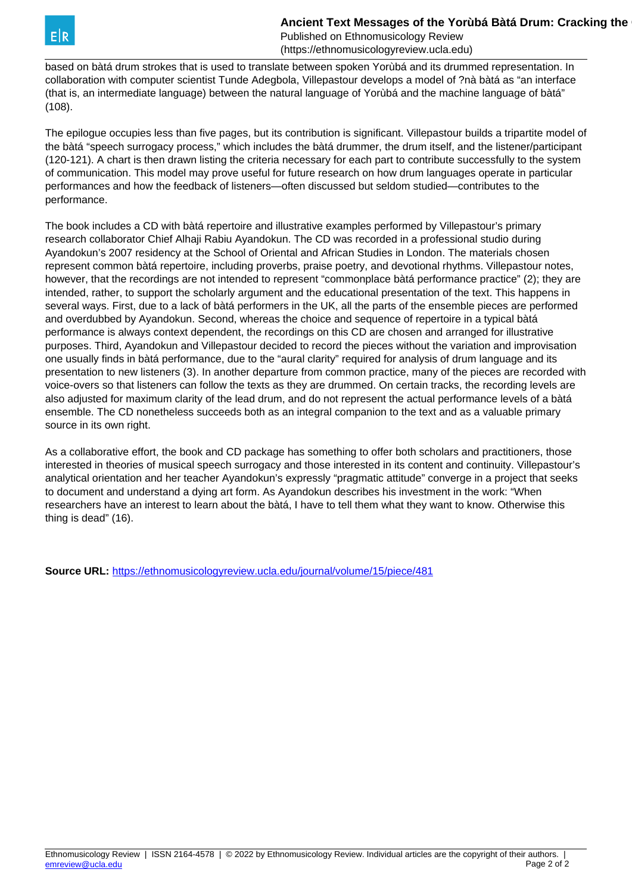based on bàtá drum strokes that is used to translate between spoken Yorùbá and its drummed representation. In collaboration with computer scientist Tunde Adegbola, Villepastour develops a model of ?nà bàtá as “an interface (that is, an intermediate language) between the natural language of Yorùbá and the machine language of bàtá” (108).

The epilogue occupies less than five pages, but its contribution is significant. Villepastour builds a tripartite model of the bàtá “speech surrogacy process,” which includes the bàtá drummer, the drum itself, and the listener/participant (120-121). A chart is then drawn listing the criteria necessary for each part to contribute successfully to the system of communication. This model may prove useful for future research on how drum languages operate in particular performances and how the feedback of listeners—often discussed but seldom studied—contributes to the performance.

The book includes a CD with bàtá repertoire and illustrative examples performed by Villepastour’s primary research collaborator Chief Alhaji Rabiu Ayandokun. The CD was recorded in a professional studio during Ayandokun’s 2007 residency at the School of Oriental and African Studies in London. The materials chosen represent common bàtá repertoire, including proverbs, praise poetry, and devotional rhythms. Villepastour notes, however, that the recordings are not intended to represent “commonplace bàtá performance practice” (2); they are intended, rather, to support the scholarly argument and the educational presentation of the text. This happens in several ways. First, due to a lack of bàtá performers in the UK, all the parts of the ensemble pieces are performed and overdubbed by Ayandokun. Second, whereas the choice and sequence of repertoire in a typical bàtá performance is always context dependent, the recordings on this CD are chosen and arranged for illustrative purposes. Third, Ayandokun and Villepastour decided to record the pieces without the variation and improvisation one usually finds in bàtá performance, due to the “aural clarity” required for analysis of drum language and its presentation to new listeners (3). In another departure from common practice, many of the pieces are recorded with voice-overs so that listeners can follow the texts as they are drummed. On certain tracks, the recording levels are also adjusted for maximum clarity of the lead drum, and do not represent the actual performance levels of a bàtá ensemble. The CD nonetheless succeeds both as an integral companion to the text and as a valuable primary source in its own right.

As a collaborative effort, the book and CD package has something to offer both scholars and practitioners, those interested in theories of musical speech surrogacy and those interested in its content and continuity. Villepastour’s analytical orientation and her teacher Ayandokun’s expressly “pragmatic attitude” converge in a project that seeks to document and understand a dying art form. As Ayandokun describes his investment in the work: “When researchers have an interest to learn about the bàtá, I have to tell them what they want to know. Otherwise this thing is dead” (16).

**Source URL:** https://ethnomusicologyreview.ucla.edu/journal/volume/15/piece/481